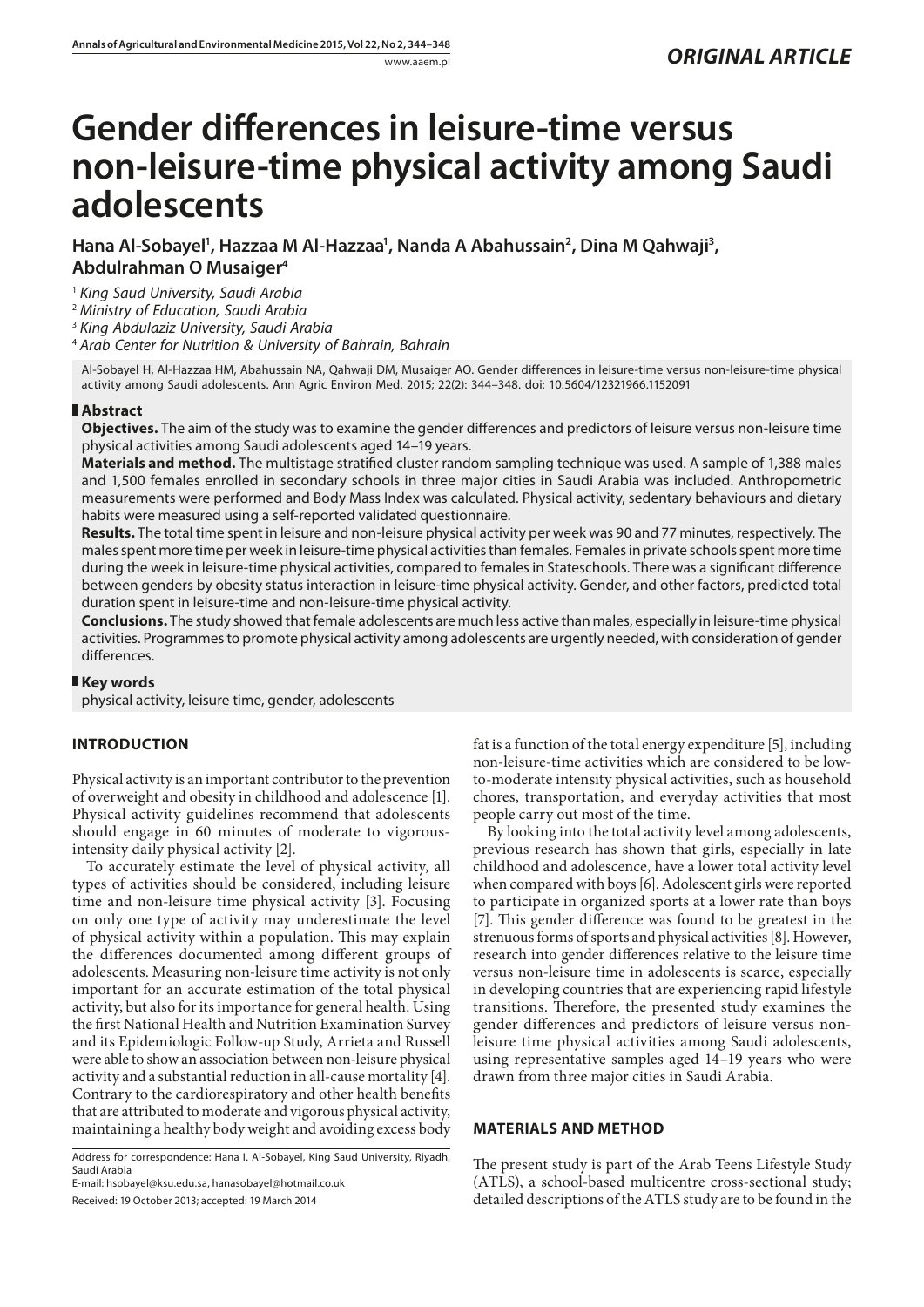*ORIGINAL ARTICLE*

# Gender differences in leisure-time versus non-leisure-time physical activity among Saudi adolescents

**Hana Al-Sobayel[1], Hazzaa M Al-Hazzaa[1], Nanda A Abahussain[2], Dina M Qahwaji[3], Abdulrahman O Musaiger[4]**

[1] *King Saud University, Saudi Arabia*
[2] *Ministry of Education, Saudi Arabia*
[3] *King Abdulaziz University, Saudi Arabia*
[4] *Arab Center for Nutrition & University of Bahrain, Bahrain*

Al-Sobayel H, Al-Hazzaa HM, Abahussain NA, Qahwaji DM, Musaiger AO. Gender differences in leisure-time versus non-leisure-time physical activity among Saudi adolescents. Ann Agric Environ Med. 2015; 22(2): 344–348. doi: 10.5604/12321966.1152091

## Abstract

**Objectives.** The aim of the study was to examine the gender differences and predictors of leisure versus non-leisure time physical activities among Saudi adolescents aged 14–19 years.

**Materials and method.** The multistage stratified cluster random sampling technique was used. A sample of 1,388 males and 1,500 females enrolled in secondary schools in three major cities in Saudi Arabia was included. Anthropometric measurements were performed and Body Mass Index was calculated. Physical activity, sedentary behaviours and dietary habits were measured using a self-reported validated questionnaire.

**Results.** The total time spent in leisure and non-leisure physical activity per week was 90 and 77 minutes, respectively. The males spent more time per week in leisure-time physical activities than females. Females in private schools spent more time during the week in leisure-time physical activities, compared to females in Stateschools. There was a significant difference between genders by obesity status interaction in leisure-time physical activity. Gender, and other factors, predicted total duration spent in leisure-time and non-leisure-time physical activity.

**Conclusions.** The study showed that female adolescents are much less active than males, especially in leisure-time physical activities. Programmes to promote physical activity among adolescents are urgently needed, with consideration of gender differences.

## Key words

physical activity, leisure time, gender, adolescents

## INTRODUCTION

Physical activity is an important contributor to the prevention of overweight and obesity in childhood and adolescence [1]. Physical activity guidelines recommend that adolescents should engage in 60 minutes of moderate to vigorous-intensity daily physical activity [2].

To accurately estimate the level of physical activity, all types of activities should be considered, including leisure time and non-leisure time physical activity [3]. Focusing on only one type of activity may underestimate the level of physical activity within a population. This may explain the differences documented among different groups of adolescents. Measuring non-leisure time activity is not only important for an accurate estimation of the total physical activity, but also for its importance for general health. Using the first National Health and Nutrition Examination Survey and its Epidemiologic Follow-up Study, Arrieta and Russell were able to show an association between non-leisure physical activity and a substantial reduction in all-cause mortality [4]. Contrary to the cardiorespiratory and other health benefits that are attributed to moderate and vigorous physical activity, maintaining a healthy body weight and avoiding excess body fat is a function of the total energy expenditure [5], including non-leisure-time activities which are considered to be low-to-moderate intensity physical activities, such as household chores, transportation, and everyday activities that most people carry out most of the time.

By looking into the total activity level among adolescents, previous research has shown that girls, especially in late childhood and adolescence, have a lower total activity level when compared with boys [6]. Adolescent girls were reported to participate in organized sports at a lower rate than boys [7]. This gender difference was found to be greatest in the strenuous forms of sports and physical activities [8]. However, research into gender differences relative to the leisure time versus non-leisure time in adolescents is scarce, especially in developing countries that are experiencing rapid lifestyle transitions. Therefore, the presented study examines the gender differences and predictors of leisure versus non-leisure time physical activities among Saudi adolescents, using representative samples aged 14–19 years who were drawn from three major cities in Saudi Arabia.

## MATERIALS AND METHOD

The present study is part of the Arab Teens Lifestyle Study (ATLS), a school-based multicentre cross-sectional study; detailed descriptions of the ATLS study are to be found in the

Address for correspondence: Hana I. Al-Sobayel, King Saud University, Riyadh, Saudi Arabia
E-mail: hsobayel@ksu.edu.sa, hanasobayel@hotmail.co.uk

Received: 19 October 2013; accepted: 19 March 2014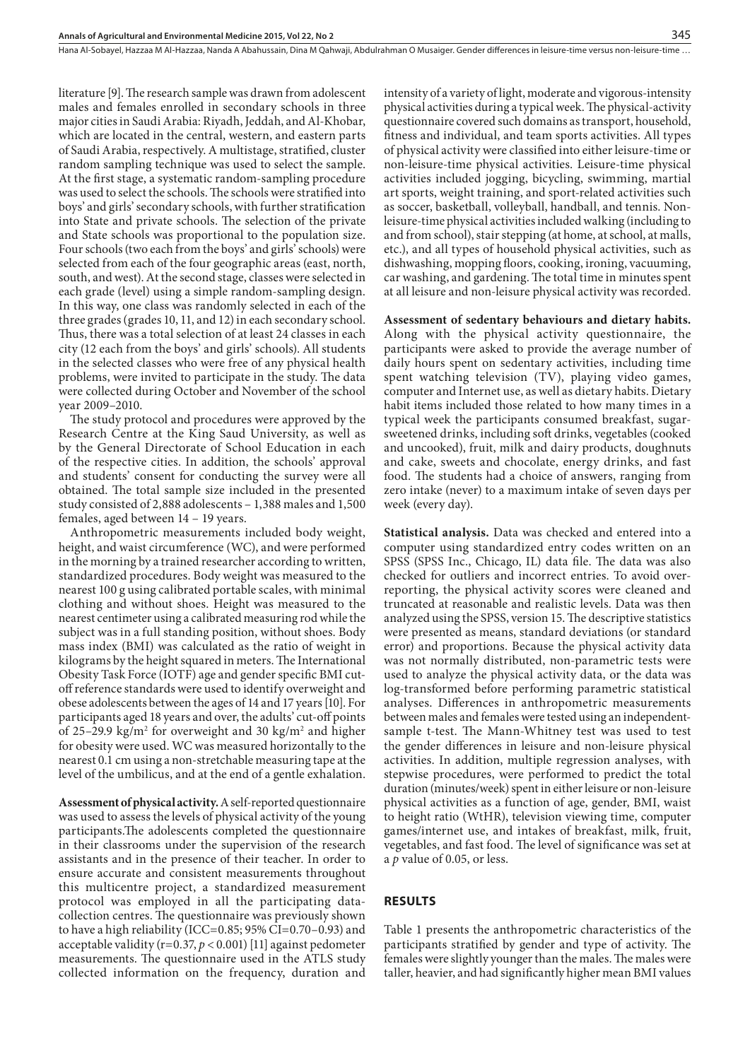literature [9]. The research sample was drawn from adolescent males and females enrolled in secondary schools in three major cities in Saudi Arabia: Riyadh, Jeddah, and Al-Khobar, which are located in the central, western, and eastern parts of Saudi Arabia, respectively. A multistage, stratified, cluster random sampling technique was used to select the sample. At the first stage, a systematic random-sampling procedure was used to select the schools. The schools were stratified into boys' and girls' secondary schools, with further stratification into State and private schools. The selection of the private and State schools was proportional to the population size. Four schools (two each from the boys' and girls' schools) were selected from each of the four geographic areas (east, north, south, and west). At the second stage, classes were selected in each grade (level) using a simple random-sampling design. In this way, one class was randomly selected in each of the three grades (grades 10, 11, and 12) in each secondary school. Thus, there was a total selection of at least 24 classes in each city (12 each from the boys' and girls' schools). All students in the selected classes who were free of any physical health problems, were invited to participate in the study. The data were collected during October and November of the school year 2009–2010.

The study protocol and procedures were approved by the Research Centre at the King Saud University, as well as by the General Directorate of School Education in each of the respective cities. In addition, the schools' approval and students' consent for conducting the survey were all obtained. The total sample size included in the presented study consisted of 2,888 adolescents – 1,388 males and 1,500 females, aged between 14 – 19 years.

Anthropometric measurements included body weight, height, and waist circumference (WC), and were performed in the morning by a trained researcher according to written, standardized procedures. Body weight was measured to the nearest 100 g using calibrated portable scales, with minimal clothing and without shoes. Height was measured to the nearest centimeter using a calibrated measuring rod while the subject was in a full standing position, without shoes. Body mass index (BMI) was calculated as the ratio of weight in kilograms by the height squared in meters. The International Obesity Task Force (IOTF) age and gender specific BMI cut-off reference standards were used to identify overweight and obese adolescents between the ages of 14 and 17 years [10]. For participants aged 18 years and over, the adults' cut-off points of 25–29.9 kg/m$^2$ for overweight and 30 kg/m$^2$ and higher for obesity were used. WC was measured horizontally to the nearest 0.1 cm using a non-stretchable measuring tape at the level of the umbilicus, and at the end of a gentle exhalation.

**Assessment of physical activity.** A self-reported questionnaire was used to assess the levels of physical activity of the young participants.The adolescents completed the questionnaire in their classrooms under the supervision of the research assistants and in the presence of their teacher. In order to ensure accurate and consistent measurements throughout this multicentre project, a standardized measurement protocol was employed in all the participating data-collection centres. The questionnaire was previously shown to have a high reliability (ICC=0.85; 95% CI=0.70–0.93) and acceptable validity (r=0.37, $p < 0.001$) [11] against pedometer measurements. The questionnaire used in the ATLS study collected information on the frequency, duration and intensity of a variety of light, moderate and vigorous-intensity physical activities during a typical week. The physical-activity questionnaire covered such domains as transport, household, fitness and individual, and team sports activities. All types of physical activity were classified into either leisure-time or non-leisure-time physical activities. Leisure-time physical activities included jogging, bicycling, swimming, martial art sports, weight training, and sport-related activities such as soccer, basketball, volleyball, handball, and tennis. Non-leisure-time physical activities included walking (including to and from school), stair stepping (at home, at school, at malls, etc.), and all types of household physical activities, such as dishwashing, mopping floors, cooking, ironing, vacuuming, car washing, and gardening. The total time in minutes spent at all leisure and non-leisure physical activity was recorded.

**Assessment of sedentary behaviours and dietary habits.** Along with the physical activity questionnaire, the participants were asked to provide the average number of daily hours spent on sedentary activities, including time spent watching television (TV), playing video games, computer and Internet use, as well as dietary habits. Dietary habit items included those related to how many times in a typical week the participants consumed breakfast, sugar-sweetened drinks, including soft drinks, vegetables (cooked and uncooked), fruit, milk and dairy products, doughnuts and cake, sweets and chocolate, energy drinks, and fast food. The students had a choice of answers, ranging from zero intake (never) to a maximum intake of seven days per week (every day).

**Statistical analysis.** Data was checked and entered into a computer using standardized entry codes written on an SPSS (SPSS Inc., Chicago, IL) data file. The data was also checked for outliers and incorrect entries. To avoid over-reporting, the physical activity scores were cleaned and truncated at reasonable and realistic levels. Data was then analyzed using the SPSS, version 15. The descriptive statistics were presented as means, standard deviations (or standard error) and proportions. Because the physical activity data was not normally distributed, non-parametric tests were used to analyze the physical activity data, or the data was log-transformed before performing parametric statistical analyses. Differences in anthropometric measurements between males and females were tested using an independent-sample t-test. The Mann-Whitney test was used to test the gender differences in leisure and non-leisure physical activities. In addition, multiple regression analyses, with stepwise procedures, were performed to predict the total duration (minutes/week) spent in either leisure or non-leisure physical activities as a function of age, gender, BMI, waist to height ratio (WtHR), television viewing time, computer games/internet use, and intakes of breakfast, milk, fruit, vegetables, and fast food. The level of significance was set at a $p$ value of 0.05, or less.

## RESULTS

Table 1 presents the anthropometric characteristics of the participants stratified by gender and type of activity. The females were slightly younger than the males. The males were taller, heavier, and had significantly higher mean BMI values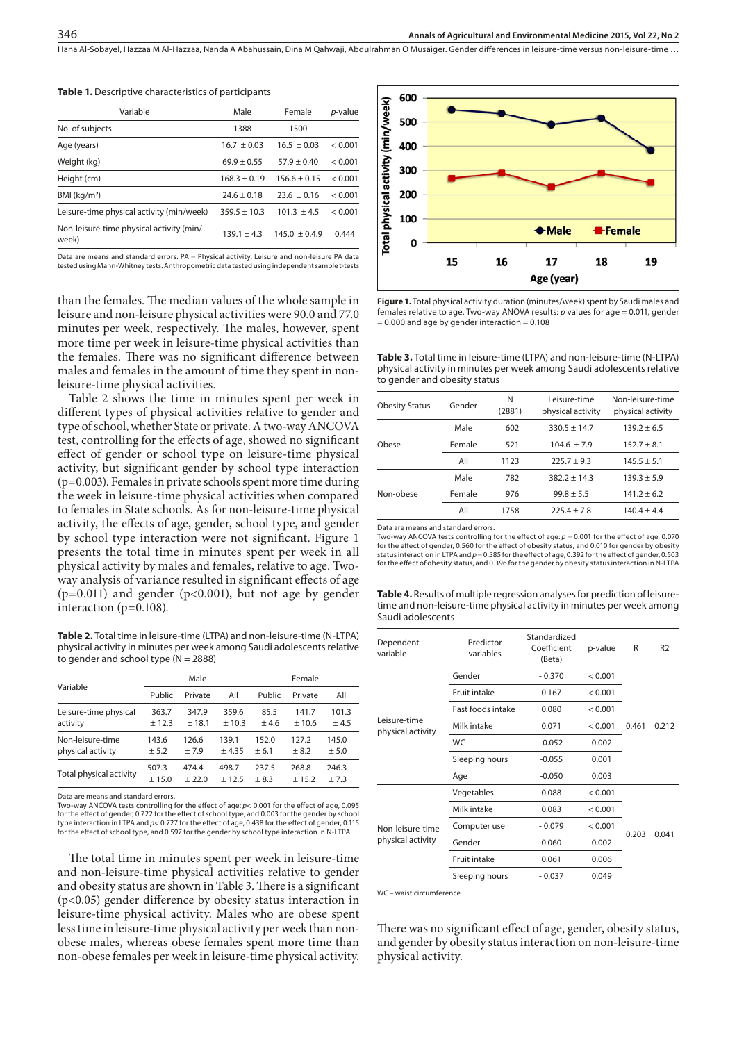**Table 1.** Descriptive characteristics of participants

| Variable | Male | Female | *p*-value |
|---|---|---|---|
| No. of subjects | 1388 | 1500 | - |
| Age (years) | 16.7 ± 0.03 | 16.5 ± 0.03 | < 0.001 |
| Weight (kg) | 69.9 ± 0.55 | 57.9 ± 0.40 | < 0.001 |
| Height (cm) | 168.3 ± 0.19 | 156.6 ± 0.15 | < 0.001 |
| BMI (kg/m²) | 24.6 ± 0.18 | 23.6 ± 0.16 | < 0.001 |
| Leisure-time physical activity (min/week) | 359.5 ± 10.3 | 101.3 ± 4.5 | < 0.001 |
| Non-leisure-time physical activity (min/week) | 139.1 ± 4.3 | 145.0 ± 0.4.9 | 0.444 |

Data are means and standard errors. PA = Physical activity. Leisure and non-leisure PA data tested using Mann-Whitney tests. Anthropometric data tested using independent sample t-tests

than the females. The median values of the whole sample in leisure and non-leisure physical activities were 90.0 and 77.0 minutes per week, respectively. The males, however, spent more time per week in leisure-time physical activities than the females. There was no significant difference between males and females in the amount of time they spent in non-leisure-time physical activities.

Table 2 shows the time in minutes spent per week in different types of physical activities relative to gender and type of school, whether State or private. A two-way ANCOVA test, controlling for the effects of age, showed no significant effect of gender or school type on leisure-time physical activity, but significant gender by school type interaction (p=0.003). Females in private schools spent more time during the week in leisure-time physical activities when compared to females in State schools. As for non-leisure-time physical activity, the effects of age, gender, school type, and gender by school type interaction were not significant. Figure 1 presents the total time in minutes spent per week in all physical activity by males and females, relative to age. Two-way analysis of variance resulted in significant effects of age (p=0.011) and gender (p<0.001), but not age by gender interaction (p=0.108).

**Table 2.** Total time in leisure-time (LTPA) and non-leisure-time (N-LTPA) physical activity in minutes per week among Saudi adolescents relative to gender and school type (N = 2888)

| Variable | Male | | | Female | | |
|---|---|---|---|---|---|---|
| | Public | Private | All | Public | Private | All |
| Leisure-time physical activity | 363.7 ± 12.3 | 347.9 ± 18.1 | 359.6 ± 10.3 | 85.5 ± 4.6 | 141.7 ± 10.6 | 101.3 ± 4.5 |
| Non-leisure-time physical activity | 143.6 ± 5.2 | 126.6 ± 7.9 | 139.1 ± 4.35 | 152.0 ± 6.1 | 127.2 ± 8.2 | 145.0 ± 5.0 |
| Total physical activity | 507.3 ± 15.0 | 474.4 ± 22.0 | 498.7 ± 12.5 | 237.5 ± 8.3 | 268.8 ± 15.2 | 246.3 ± 7.3 |

Data are means and standard errors.
Two-way ANCOVA tests controlling for the effect of age: $p < 0.001$ for the effect of age, 0.095 for the effect of gender, 0.722 for the effect of school type, and 0.003 for the gender by school type interaction in LTPA and $p < 0.727$ for the effect of age, 0.438 for the effect of gender, 0.115 for the effect of school type, and 0.597 for the gender by school type interaction in N-LTPA

The total time in minutes spent per week in leisure-time and non-leisure-time physical activities relative to gender and obesity status are shown in Table 3. There is a significant ($p < 0.05$) gender difference by obesity status interaction in leisure-time physical activity. Males who are obese spent less time in leisure-time physical activity per week than non-obese males, whereas obese females spent more time than non-obese females per week in leisure-time physical activity.

**Figure 1.** Total physical activity duration (minutes/week) spent by Saudi males and females relative to age. Two-way ANOVA results: *p* values for age = 0.011, gender = 0.000 and age by gender interaction = 0.108

**Table 3.** Total time in leisure-time (LTPA) and non-leisure-time (N-LTPA) physical activity in minutes per week among Saudi adolescents relative to gender and obesity status

| Obesity Status | Gender | N (2881) | Leisure-time physical activity | Non-leisure-time physical activity |
|---|---|---|---|---|
| Obese | Male | 602 | 330.5 ± 14.7 | 139.2 ± 6.5 |
| | Female | 521 | 104.6 ± 7.9 | 152.7 ± 8.1 |
| | All | 1123 | 225.7 ± 9.3 | 145.5 ± 5.1 |
| Non-obese | Male | 782 | 382.2 ± 14.3 | 139.3 ± 5.9 |
| | Female | 976 | 99.8 ± 5.5 | 141.2 ± 6.2 |
| | All | 1758 | 225.4 ± 7.8 | 140.4 ± 4.4 |

Data are means and standard errors.
Two-way ANCOVA tests controlling for the effect of age: $p = 0.001$ for the effect of age, 0.070 for the effect of gender, 0.560 for the effect of obesity status, and 0.010 for gender by obesity status interaction in LTPA and $p = 0.585$ for the effect of age, 0.392 for the effect of gender, 0.503 for the effect of obesity status, and 0.396 for the gender by obesity status interaction in N-LTPA

**Table 4.** Results of multiple regression analyses for prediction of leisure-time and non-leisure-time physical activity in minutes per week among Saudi adolescents

| Dependent variable | Predictor variables | Standardized Coefficient (Beta) | p-value | R | R2 |
|---|---|---|---|---|---|
| Leisure-time physical activity | Gender | - 0.370 | < 0.001 | 0.461 | 0.212 |
| | Fruit intake | 0.167 | < 0.001 | | |
| | Fast foods intake | 0.080 | < 0.001 | | |
| | Milk intake | 0.071 | < 0.001 | | |
| | WC | -0.052 | 0.002 | | |
| | Sleeping hours | -0.055 | 0.001 | | |
| | Age | -0.050 | 0.003 | | |
| Non-leisure-time physical activity | Vegetables | 0.088 | < 0.001 | 0.203 | 0.041 |
| | Milk intake | 0.083 | < 0.001 | | |
| | Computer use | - 0.079 | < 0.001 | | |
| | Gender | 0.060 | 0.002 | | |
| | Fruit intake | 0.061 | 0.006 | | |
| | Sleeping hours | - 0.037 | 0.049 | | |

WC – waist circumference

There was no significant effect of age, gender, obesity status, and gender by obesity status interaction on non-leisure-time physical activity.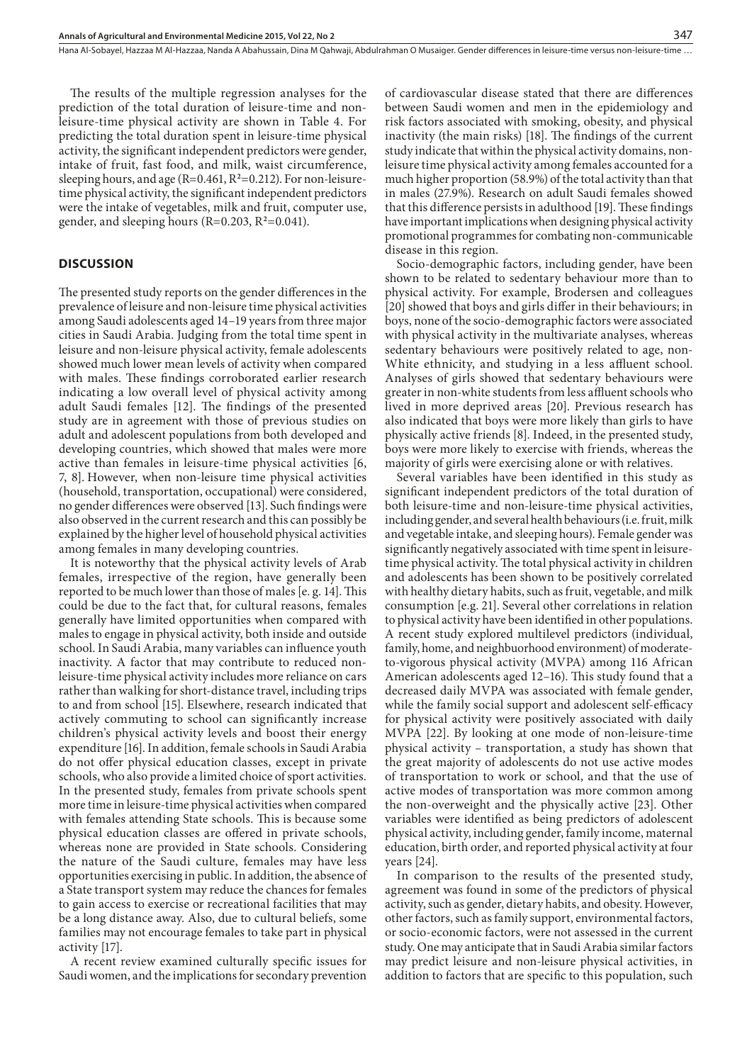The results of the multiple regression analyses for the prediction of the total duration of leisure-time and non-leisure-time physical activity are shown in Table 4. For predicting the total duration spent in leisure-time physical activity, the significant independent predictors were gender, intake of fruit, fast food, and milk, waist circumference, sleeping hours, and age ($R=0.461$, $R^2=0.212$). For non-leisure-time physical activity, the significant independent predictors were the intake of vegetables, milk and fruit, computer use, gender, and sleeping hours ($R=0.203$, $R^2=0.041$).

## DISCUSSION

The presented study reports on the gender differences in the prevalence of leisure and non-leisure time physical activities among Saudi adolescents aged 14–19 years from three major cities in Saudi Arabia. Judging from the total time spent in leisure and non-leisure physical activity, female adolescents showed much lower mean levels of activity when compared with males. These findings corroborated earlier research indicating a low overall level of physical activity among adult Saudi females [12]. The findings of the presented study are in agreement with those of previous studies on adult and adolescent populations from both developed and developing countries, which showed that males were more active than females in leisure-time physical activities [6, 7, 8]. However, when non-leisure time physical activities (household, transportation, occupational) were considered, no gender differences were observed [13]. Such findings were also observed in the current research and this can possibly be explained by the higher level of household physical activities among females in many developing countries.

It is noteworthy that the physical activity levels of Arab females, irrespective of the region, have generally been reported to be much lower than those of males [e. g. 14]. This could be due to the fact that, for cultural reasons, females generally have limited opportunities when compared with males to engage in physical activity, both inside and outside school. In Saudi Arabia, many variables can influence youth inactivity. A factor that may contribute to reduced non-leisure-time physical activity includes more reliance on cars rather than walking for short-distance travel, including trips to and from school [15]. Elsewhere, research indicated that actively commuting to school can significantly increase children's physical activity levels and boost their energy expenditure [16]. In addition, female schools in Saudi Arabia do not offer physical education classes, except in private schools, who also provide a limited choice of sport activities. In the presented study, females from private schools spent more time in leisure-time physical activities when compared with females attending State schools. This is because some physical education classes are offered in private schools, whereas none are provided in State schools. Considering the nature of the Saudi culture, females may have less opportunities exercising in public. In addition, the absence of a State transport system may reduce the chances for females to gain access to exercise or recreational facilities that may be a long distance away. Also, due to cultural beliefs, some families may not encourage females to take part in physical activity [17].

A recent review examined culturally specific issues for Saudi women, and the implications for secondary prevention of cardiovascular disease stated that there are differences between Saudi women and men in the epidemiology and risk factors associated with smoking, obesity, and physical inactivity (the main risks) [18]. The findings of the current study indicate that within the physical activity domains, non-leisure time physical activity among females accounted for a much higher proportion (58.9%) of the total activity than that in males (27.9%). Research on adult Saudi females showed that this difference persists in adulthood [19]. These findings have important implications when designing physical activity promotional programmes for combating non-communicable disease in this region.

Socio-demographic factors, including gender, have been shown to be related to sedentary behaviour more than to physical activity. For example, Brodersen and colleagues [20] showed that boys and girls differ in their behaviours; in boys, none of the socio-demographic factors were associated with physical activity in the multivariate analyses, whereas sedentary behaviours were positively related to age, non-White ethnicity, and studying in a less affluent school. Analyses of girls showed that sedentary behaviours were greater in non-white students from less affluent schools who lived in more deprived areas [20]. Previous research has also indicated that boys were more likely than girls to have physically active friends [8]. Indeed, in the presented study, boys were more likely to exercise with friends, whereas the majority of girls were exercising alone or with relatives.

Several variables have been identified in this study as significant independent predictors of the total duration of both leisure-time and non-leisure-time physical activities, including gender, and several health behaviours (i.e. fruit, milk and vegetable intake, and sleeping hours). Female gender was significantly negatively associated with time spent in leisure-time physical activity. The total physical activity in children and adolescents has been shown to be positively correlated with healthy dietary habits, such as fruit, vegetable, and milk consumption [e.g. 21]. Several other correlations in relation to physical activity have been identified in other populations. A recent study explored multilevel predictors (individual, family, home, and neighbuorhood environment) of moderate-to-vigorous physical activity (MVPA) among 116 African American adolescents aged 12–16). This study found that a decreased daily MVPA was associated with female gender, while the family social support and adolescent self-efficacy for physical activity were positively associated with daily MVPA [22]. By looking at one mode of non-leisure-time physical activity – transportation, a study has shown that the great majority of adolescents do not use active modes of transportation to work or school, and that the use of active modes of transportation was more common among the non-overweight and the physically active [23]. Other variables were identified as being predictors of adolescent physical activity, including gender, family income, maternal education, birth order, and reported physical activity at four years [24].

In comparison to the results of the presented study, agreement was found in some of the predictors of physical activity, such as gender, dietary habits, and obesity. However, other factors, such as family support, environmental factors, or socio-economic factors, were not assessed in the current study. One may anticipate that in Saudi Arabia similar factors may predict leisure and non-leisure physical activities, in addition to factors that are specific to this population, such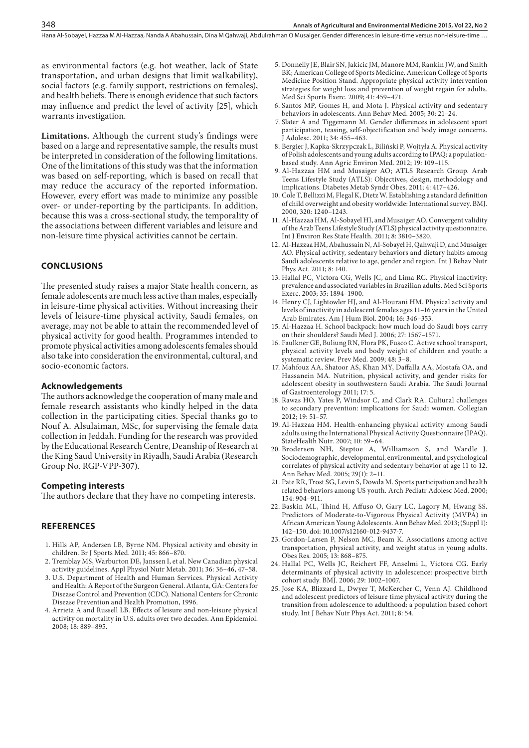as environmental factors (e.g. hot weather, lack of State transportation, and urban designs that limit walkability), social factors (e.g. family support, restrictions on females), and health beliefs. There is enough evidence that such factors may influence and predict the level of activity [25], which warrants investigation.

**Limitations.** Although the current study's findings were based on a large and representative sample, the results must be interpreted in consideration of the following limitations. One of the limitations of this study was that the information was based on self-reporting, which is based on recall that may reduce the accuracy of the reported information. However, every effort was made to minimize any possible over- or under-reporting by the participants. In addition, because this was a cross-sectional study, the temporality of the associations between different variables and leisure and non-leisure time physical activities cannot be certain.

## CONCLUSIONS

The presented study raises a major State health concern, as female adolescents are much less active than males, especially in leisure-time physical activities. Without increasing their levels of leisure-time physical activity, Saudi females, on average, may not be able to attain the recommended level of physical activity for good health. Programmes intended to promote physical activities among adolescents females should also take into consideration the environmental, cultural, and socio-economic factors.

### Acknowledgements

The authors acknowledge the cooperation of many male and female research assistants who kindly helped in the data collection in the participating cities. Special thanks go to Nouf A. Alsulaiman, MSc, for supervising the female data collection in Jeddah. Funding for the research was provided by the Educational Research Centre, Deanship of Research at the King Saud University in Riyadh, Saudi Arabia (Research Group No. RGP-VPP-307).

### Competing interests

The authors declare that they have no competing interests.

## REFERENCES

1. Hills AP, Andersen LB, Byrne NM. Physical activity and obesity in children. Br J Sports Med. 2011; 45: 866–870.
2. Tremblay MS, Warburton DE, Janssen I, et al. New Canadian physical activity guidelines. Appl Physiol Nutr Metab. 2011; 36: 36–46, 47–58.
3. U.S. Department of Health and Human Services. Physical Activity and Health: A Report of the Surgeon General. Atlanta, GA: Centers for Disease Control and Prevention (CDC). National Centers for Chronic Disease Prevention and Health Promotion, 1996.
4. Arrieta A and Russell LB. Effects of leisure and non-leisure physical activity on mortality in U.S. adults over two decades. Ann Epidemiol. 2008; 18: 889–895.
5. Donnelly JE, Blair SN, Jakicic JM, Manore MM, Rankin JW, and Smith BK; American College of Sports Medicine. American College of Sports Medicine Position Stand. Appropriate physical activity intervention strategies for weight loss and prevention of weight regain for adults. Med Sci Sports Exerc. 2009; 41: 459–471.
6. Santos MP, Gomes H, and Mota J. Physical activity and sedentary behaviors in adolescents. Ann Behav Med. 2005; 30: 21–24.
7. Slater A and Tiggemann M. Gender differences in adolescent sport participation, teasing, self-objectification and body image concerns. J Adolesc. 2011; 34: 455–463.
8. Bergier J, Kapka-Skrzypczak L, Biliński P, Wojtyła A. Physical activity of Polish adolescents and young adults according to IPAQ: a population-based study. Ann Agric Environ Med. 2012; 19: 109–115.
9. Al-Hazzaa HM and Musaiger AO; ATLS Research Group. Arab Teens Lifestyle Study (ATLS): Objectives, design, methodology and implications. Diabetes Metab Syndr Obes. 2011; 4: 417–426.
10. Cole T, Bellizzi M, Flegal K, Dietz W. Establishing a standard definition of child overweight and obesity worldwide: International survey. BMJ. 2000, 320: 1240–1243.
11. Al-Hazzaa HM, Al-Sobayel HI, and Musaiger AO. Convergent validity of the Arab Teens Lifestyle Study (ATLS) physical activity questionnaire. Int J Environ Res State Health. 2011; 8: 3810–3820.
12. Al-Hazzaa HM, Abahussain N, Al-Sobayel H, Qahwaji D, and Musaiger AO. Physical activity, sedentary behaviors and dietary habits among Saudi adolescents relative to age, gender and region. Int J Behav Nutr Phys Act. 2011; 8: 140.
13. Hallal PC, Victora CG, Wells JC, and Lima RC. Physical inactivity: prevalence and associated variables in Brazilian adults. Med Sci Sports Exerc. 2003; 35: 1894–1900.
14. Henry CJ, Lightowler HJ, and Al-Hourani HM. Physical activity and levels of inactivity in adolescent females ages 11–16 years in the United Arab Emirates. Am J Hum Biol. 2004; 16: 346–353.
15. Al-Hazzaa H. School backpack: how much load do Saudi boys carry on their shoulders? Saudi Med J. 2006; 27: 1567–1571.
16. Faulkner GE, Buliung RN, Flora PK, Fusco C. Active school transport, physical activity levels and body weight of children and youth: a systematic review. Prev Med. 2009; 48: 3–8.
17. Mahfouz AA, Shatoor AS, Khan MY, Daffalla AA, Mostafa OA, and Hassanein MA. Nutrition, physical activity, and gender risks for adolescent obesity in southwestern Saudi Arabia. The Saudi Journal of Gastroenterology 2011; 17: 5.
18. Rawas HO, Yates P, Windsor C, and Clark RA. Cultural challenges to secondary prevention: implications for Saudi women. Collegian 2012; 19: 51–57.
19. Al-Hazzaa HM. Health-enhancing physical activity among Saudi adults using the International Physical Activity Questionnaire (IPAQ). StateHealth Nutr. 2007; 10: 59–64.
20. Brodersen NH, Steptoe A, Williamson S, and Wardle J. Sociodemographic, developmental, environmental, and psychological correlates of physical activity and sedentary behavior at age 11 to 12. Ann Behav Med. 2005; 29(1): 2–11.
21. Pate RR, Trost SG, Levin S, Dowda M. Sports participation and health related behaviors among US youth. Arch Pediatr Adolesc Med. 2000; 154: 904–911.
22. Baskin ML, Thind H, Affuso O, Gary LC, Lagory M, Hwang SS. Predictors of Moderate-to-Vigorous Physical Activity (MVPA) in African American Young Adolescents. Ann Behav Med. 2013; (Suppl 1): 142–150. doi: 10.1007/s12160-012-9437-7.
23. Gordon-Larsen P, Nelson MC, Beam K. Associations among active transportation, physical activity, and weight status in young adults. Obes Res. 2005; 13: 868–875.
24. Hallal PC, Wells JC, Reichert FF, Anselmi L, Victora CG. Early determinants of physical activity in adolescence: prospective birth cohort study. BMJ. 2006; 29: 1002–1007.
25. Jose KA, Blizzard L, Dwyer T, McKercher C, Venn AJ. Childhood and adolescent predictors of leisure time physical activity during the transition from adolescence to adulthood: a population based cohort study. Int J Behav Nutr Phys Act. 2011; 8: 54.